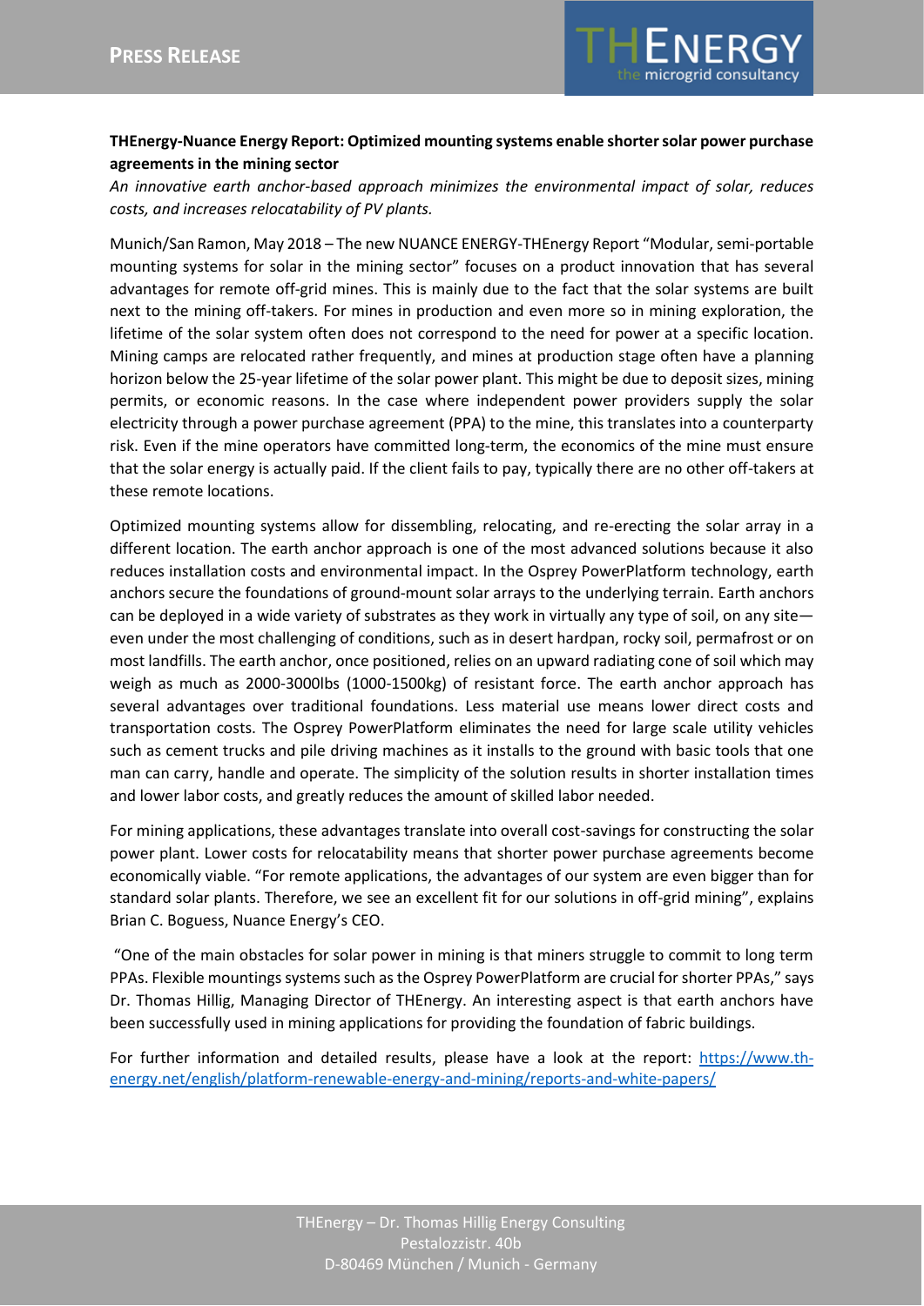**PRESS RELEASE**

**THEnergy-Nuance Energy Report: Optimized mounting systems enable shorter solar power purchase agreements in the mining sector**

*An innovative earth anchor-based approach minimizes the environmental impact of solar, reduces costs, and increases relocatability of PV plants.*

Munich/San Ramon, May 2018 – The new NUANCE ENERGY-THEnergy Report "Modular, semi-portable mounting systems for solar in the mining sector" focuses on a product innovation that has several advantages for remote off-grid mines. This is mainly due to the fact that the solar systems are built next to the mining off-takers. For mines in production and even more so in mining exploration, the lifetime of the solar system often does not correspond to the need for power at a specific location. Mining camps are relocated rather frequently, and mines at production stage often have a planning horizon below the 25-year lifetime of the solar power plant. This might be due to deposit sizes, mining permits, or economic reasons. In the case where independent power providers supply the solar electricity through a power purchase agreement (PPA) to the mine, this translates into a counterparty risk. Even if the mine operators have committed long-term, the economics of the mine must ensure that the solar energy is actually paid. If the client fails to pay, typically there are no other off-takers at these remote locations.

Optimized mounting systems allow for dissembling, relocating, and re-erecting the solar array in a different location. The earth anchor approach is one of the most advanced solutions because it also reduces installation costs and environmental impact. In the Osprey PowerPlatform technology, earth anchors secure the foundations of ground-mount solar arrays to the underlying terrain. Earth anchors can be deployed in a wide variety of substrates as they work in virtually any type of soil, on any site—even under the most challenging of conditions, such as in desert hardpan, rocky soil, permafrost or on most landfills. The earth anchor, once positioned, relies on an upward radiating cone of soil which may weigh as much as 2000-3000lbs (1000-1500kg) of resistant force. The earth anchor approach has several advantages over traditional foundations. Less material use means lower direct costs and transportation costs. The Osprey PowerPlatform eliminates the need for large scale utility vehicles such as cement trucks and pile driving machines as it installs to the ground with basic tools that one man can carry, handle and operate. The simplicity of the solution results in shorter installation times and lower labor costs, and greatly reduces the amount of skilled labor needed.

For mining applications, these advantages translate into overall cost-savings for constructing the solar power plant. Lower costs for relocatability means that shorter power purchase agreements become economically viable. "For remote applications, the advantages of our system are even bigger than for standard solar plants. Therefore, we see an excellent fit for our solutions in off-grid mining", explains Brian C. Boguess, Nuance Energy's CEO.

"One of the main obstacles for solar power in mining is that miners struggle to commit to long term PPAs. Flexible mountings systems such as the Osprey PowerPlatform are crucial for shorter PPAs," says Dr. Thomas Hillig, Managing Director of THEnergy. An interesting aspect is that earth anchors have been successfully used in mining applications for providing the foundation of fabric buildings.

For further information and detailed results, please have a look at the report: [https://www.th-energy.net/english/platform-renewable-energy-and-mining/reports-and-white-papers/](https://www.th-energy.net/english/platform-renewable-energy-and-mining/reports-and-white-papers/)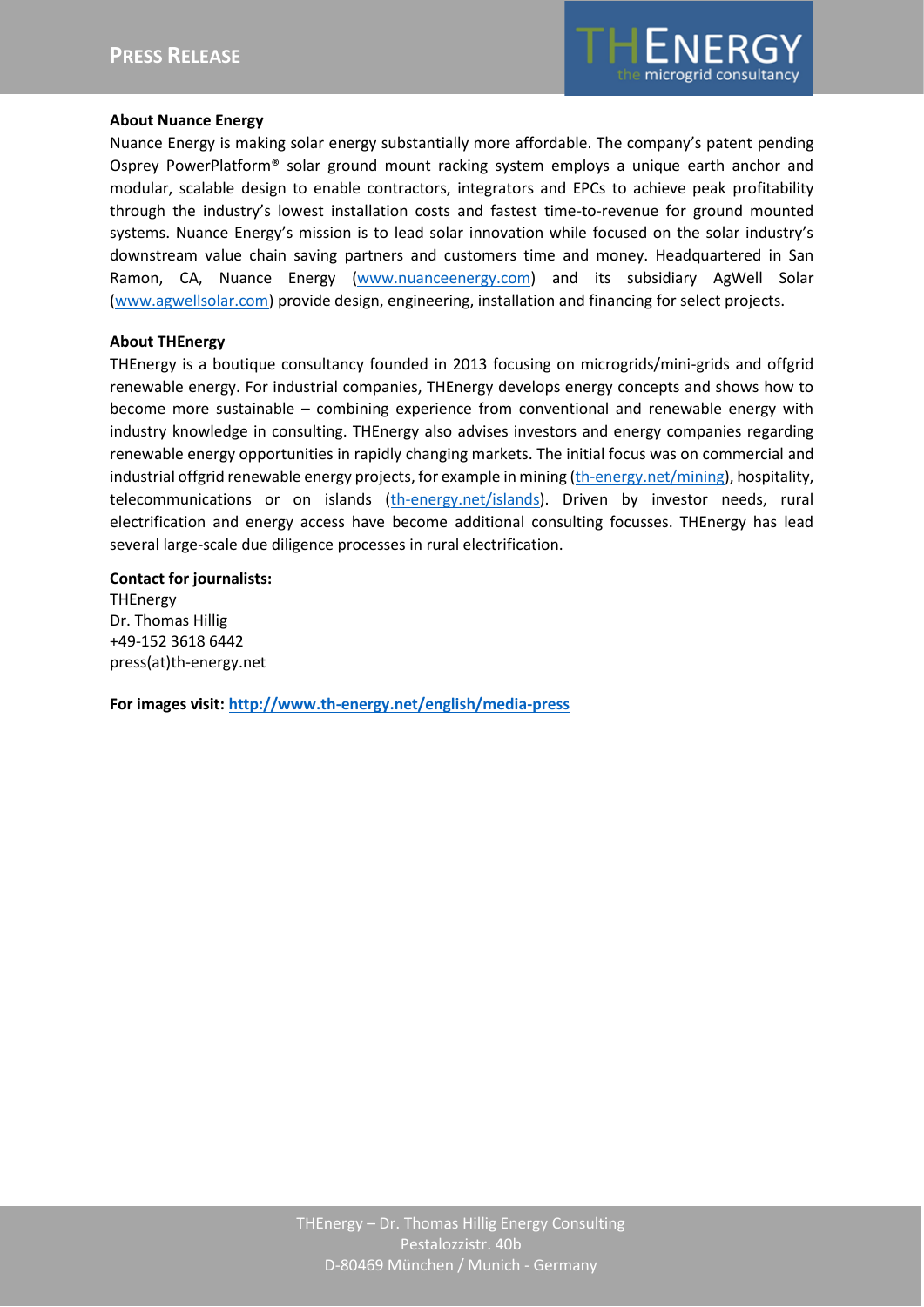**About Nuance Energy**

Nuance Energy is making solar energy substantially more affordable. The company's patent pending Osprey PowerPlatform® solar ground mount racking system employs a unique earth anchor and modular, scalable design to enable contractors, integrators and EPCs to achieve peak profitability through the industry's lowest installation costs and fastest time-to-revenue for ground mounted systems. Nuance Energy's mission is to lead solar innovation while focused on the solar industry's downstream value chain saving partners and customers time and money. Headquartered in San Ramon, CA, Nuance Energy (www.nuanceenergy.com) and its subsidiary AgWell Solar (www.agwellsolar.com) provide design, engineering, installation and financing for select projects.

**About THEnergy**

THEnergy is a boutique consultancy founded in 2013 focusing on microgrids/mini-grids and offgrid renewable energy. For industrial companies, THEnergy develops energy concepts and shows how to become more sustainable – combining experience from conventional and renewable energy with industry knowledge in consulting. THEnergy also advises investors and energy companies regarding renewable energy opportunities in rapidly changing markets. The initial focus was on commercial and industrial offgrid renewable energy projects, for example in mining (th-energy.net/mining), hospitality, telecommunications or on islands (th-energy.net/islands). Driven by investor needs, rural electrification and energy access have become additional consulting focusses. THEnergy has lead several large-scale due diligence processes in rural electrification.

**Contact for journalists:**
THEnergy
Dr. Thomas Hillig
+49-152 3618 6442
press(at)th-energy.net

**For images visit: http://www.th-energy.net/english/media-press**

THEnergy – Dr. Thomas Hillig Energy Consulting
Pestalozzistr. 40b
D-80469 München / Munich - Germany